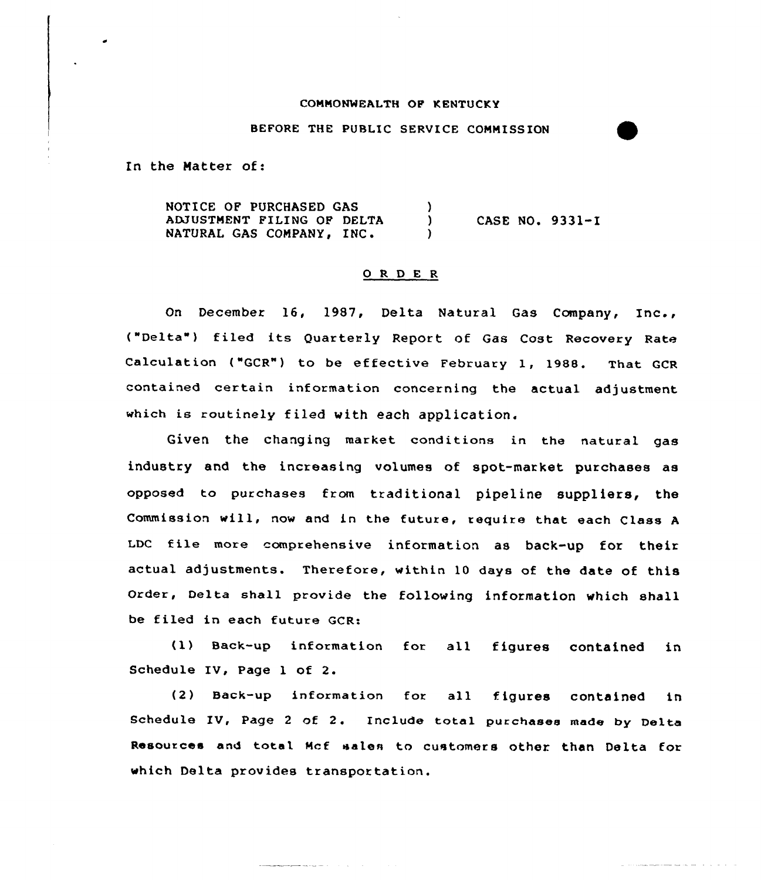COMMONWEALTH OF KENTUCKY

BEFORE THE PUBLIC SERVICE COMMISSION

In the Matter of:

| | | |
|---|---|---|
| NOTICE OF PURCHASED GAS ADJUSTMENT FILING OF DELTA NATURAL GAS COMPANY, INC. | ) ) ) | CASE NO. 9331-I |

## O R D E R

On December 16, 1987, Delta Natural Gas Company, Inc., ("Delta") filed its Quarterly Report of Gas Cost Recovery Rate Calculation ("GCR") to be effective February 1, 1988. That GCR contained certain information concerning the actual adjustment which is routinely filed with each application.

Given the changing market conditions in the natural gas industry and the increasing volumes of spot-market purchases as opposed to purchases from traditional pipeline suppliers, the Commission will, now and in the future, require that each Class A LDC file more comprehensive information as back-up for their actual adjustments. Therefore, within 10 days of the date of this Order, Delta shall provide the following information which shall be filed in each future GCR:

(1) Back-up information for all figures contained in Schedule IV, Page 1 of 2.

(2) Back-up information for all figures contained in Schedule IV, Page 2 of 2. Include total purchases made by Delta Resources and total Mcf sales to customers other than Delta for which Delta provides transportation.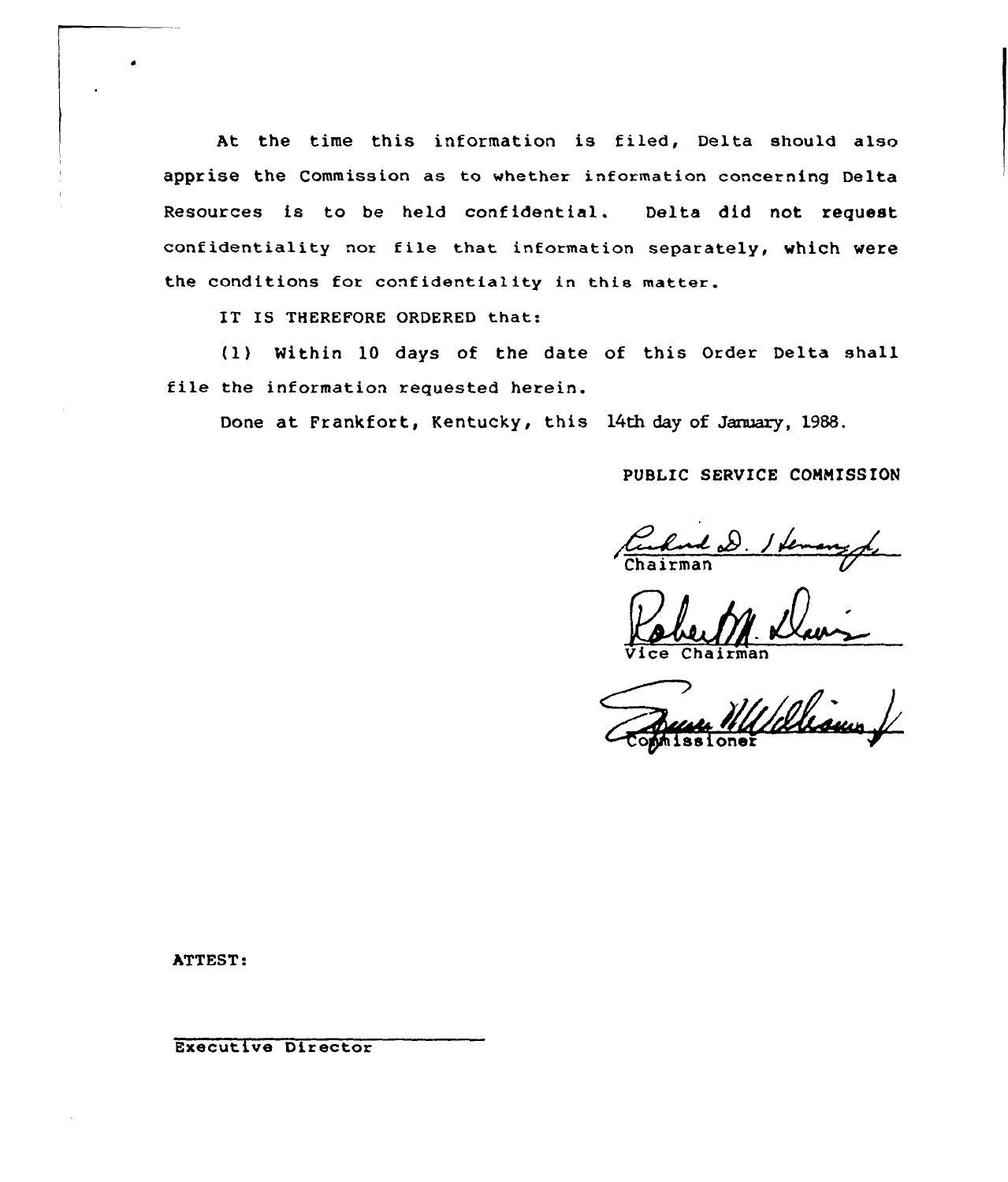At the time this information is filed, Delta should also apprise the Commission as to whether information concerning Delta Resources is to be held confidential. Delta did not request confidentiality nor file that information separately, which were the conditions for confidentiality in this matter.

IT IS THEREFORE ORDERED that:

(1) Within 10 days of the date of this Order Delta shall file the information requested herein.

Done at Frankfort, Kentucky, this 14th day of January, 1988.

PUBLIC SERVICE COMMISSION

Chairman

Vice Chairman

Commissioner

ATTEST:

Executive Director